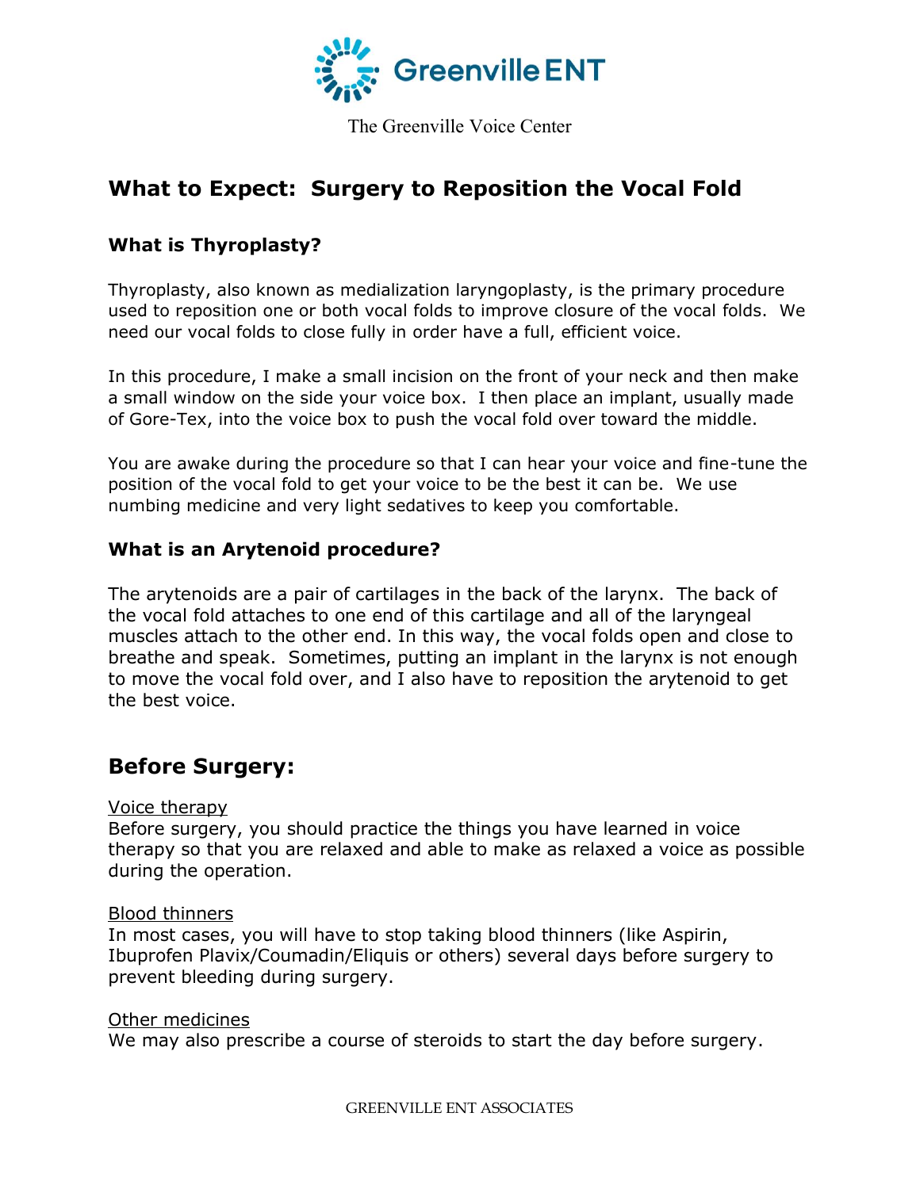Greenville ENT

The Greenville Voice Center

# What to Expect: Surgery to Reposition the Vocal Fold

### What is Thyroplasty?

Thyroplasty, also known as medialization laryngoplasty, is the primary procedure used to reposition one or both vocal folds to improve closure of the vocal folds. We need our vocal folds to close fully in order have a full, efficient voice.

In this procedure, I make a small incision on the front of your neck and then make a small window on the side your voice box. I then place an implant, usually made of Gore-Tex, into the voice box to push the vocal fold over toward the middle.

You are awake during the procedure so that I can hear your voice and fine-tune the position of the vocal fold to get your voice to be the best it can be. We use numbing medicine and very light sedatives to keep you comfortable.

### What is an Arytenoid procedure?

The arytenoids are a pair of cartilages in the back of the larynx. The back of the vocal fold attaches to one end of this cartilage and all of the laryngeal muscles attach to the other end. In this way, the vocal folds open and close to breathe and speak. Sometimes, putting an implant in the larynx is not enough to move the vocal fold over, and I also have to reposition the arytenoid to get the best voice.

## Before Surgery:

<u>Voice therapy</u>
Before surgery, you should practice the things you have learned in voice therapy so that you are relaxed and able to make as relaxed a voice as possible during the operation.

<u>Blood thinners</u>
In most cases, you will have to stop taking blood thinners (like Aspirin, Ibuprofen Plavix/Coumadin/Eliquis or others) several days before surgery to prevent bleeding during surgery.

<u>Other medicines</u>
We may also prescribe a course of steroids to start the day before surgery.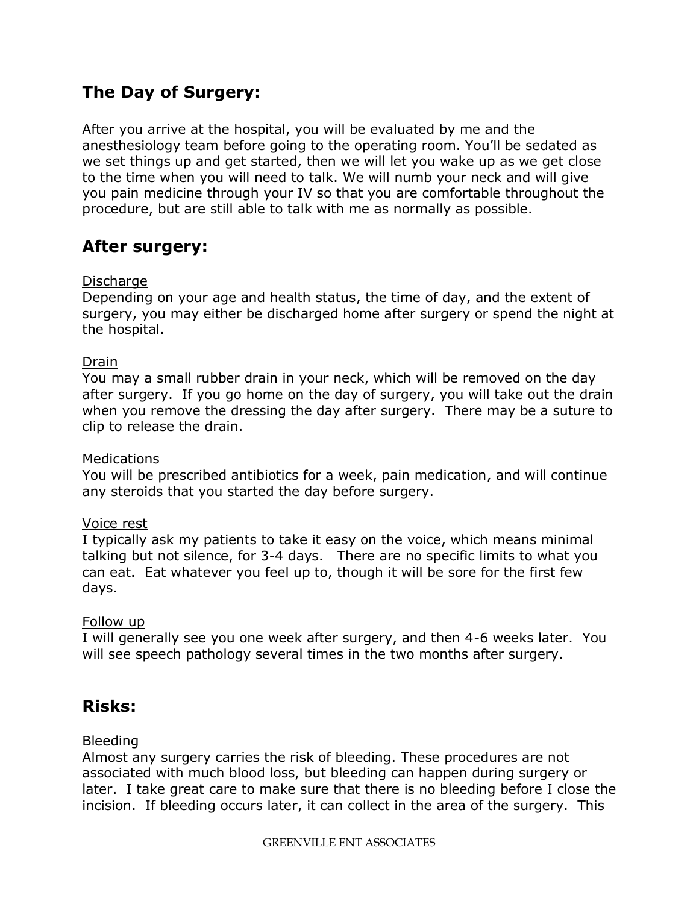## The Day of Surgery:

After you arrive at the hospital, you will be evaluated by me and the anesthesiology team before going to the operating room. You'll be sedated as we set things up and get started, then we will let you wake up as we get close to the time when you will need to talk. We will numb your neck and will give you pain medicine through your IV so that you are comfortable throughout the procedure, but are still able to talk with me as normally as possible.

## After surgery:

<u>Discharge</u>
Depending on your age and health status, the time of day, and the extent of surgery, you may either be discharged home after surgery or spend the night at the hospital.

<u>Drain</u>
You may a small rubber drain in your neck, which will be removed on the day after surgery. If you go home on the day of surgery, you will take out the drain when you remove the dressing the day after surgery. There may be a suture to clip to release the drain.

<u>Medications</u>
You will be prescribed antibiotics for a week, pain medication, and will continue any steroids that you started the day before surgery.

<u>Voice rest</u>
I typically ask my patients to take it easy on the voice, which means minimal talking but not silence, for 3-4 days. There are no specific limits to what you can eat. Eat whatever you feel up to, though it will be sore for the first few days.

<u>Follow up</u>
I will generally see you one week after surgery, and then 4-6 weeks later. You will see speech pathology several times in the two months after surgery.

## Risks:

<u>Bleeding</u>
Almost any surgery carries the risk of bleeding. These procedures are not associated with much blood loss, but bleeding can happen during surgery or later. I take great care to make sure that there is no bleeding before I close the incision. If bleeding occurs later, it can collect in the area of the surgery. This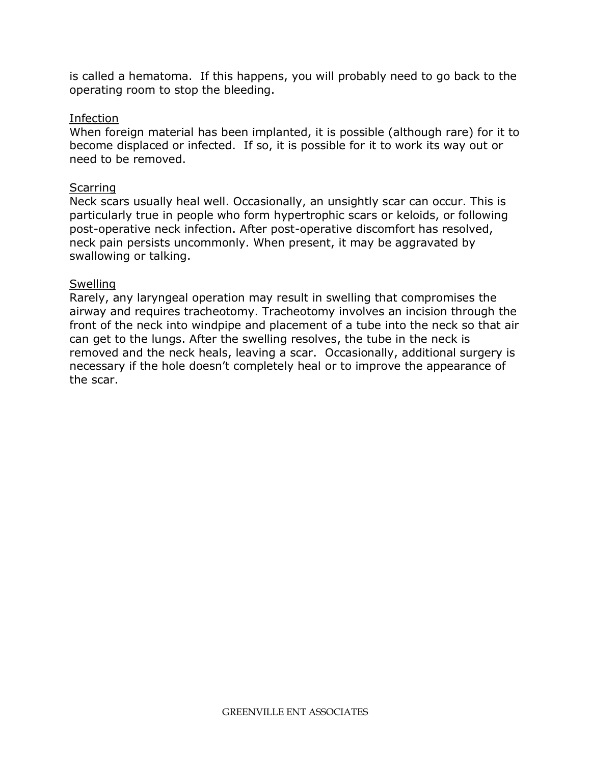is called a hematoma. If this happens, you will probably need to go back to the operating room to stop the bleeding.

<u>Infection</u>

When foreign material has been implanted, it is possible (although rare) for it to become displaced or infected. If so, it is possible for it to work its way out or need to be removed.

<u>Scarring</u>

Neck scars usually heal well. Occasionally, an unsightly scar can occur. This is particularly true in people who form hypertrophic scars or keloids, or following post-operative neck infection. After post-operative discomfort has resolved, neck pain persists uncommonly. When present, it may be aggravated by swallowing or talking.

<u>Swelling</u>

Rarely, any laryngeal operation may result in swelling that compromises the airway and requires tracheotomy. Tracheotomy involves an incision through the front of the neck into windpipe and placement of a tube into the neck so that air can get to the lungs. After the swelling resolves, the tube in the neck is removed and the neck heals, leaving a scar. Occasionally, additional surgery is necessary if the hole doesn't completely heal or to improve the appearance of the scar.